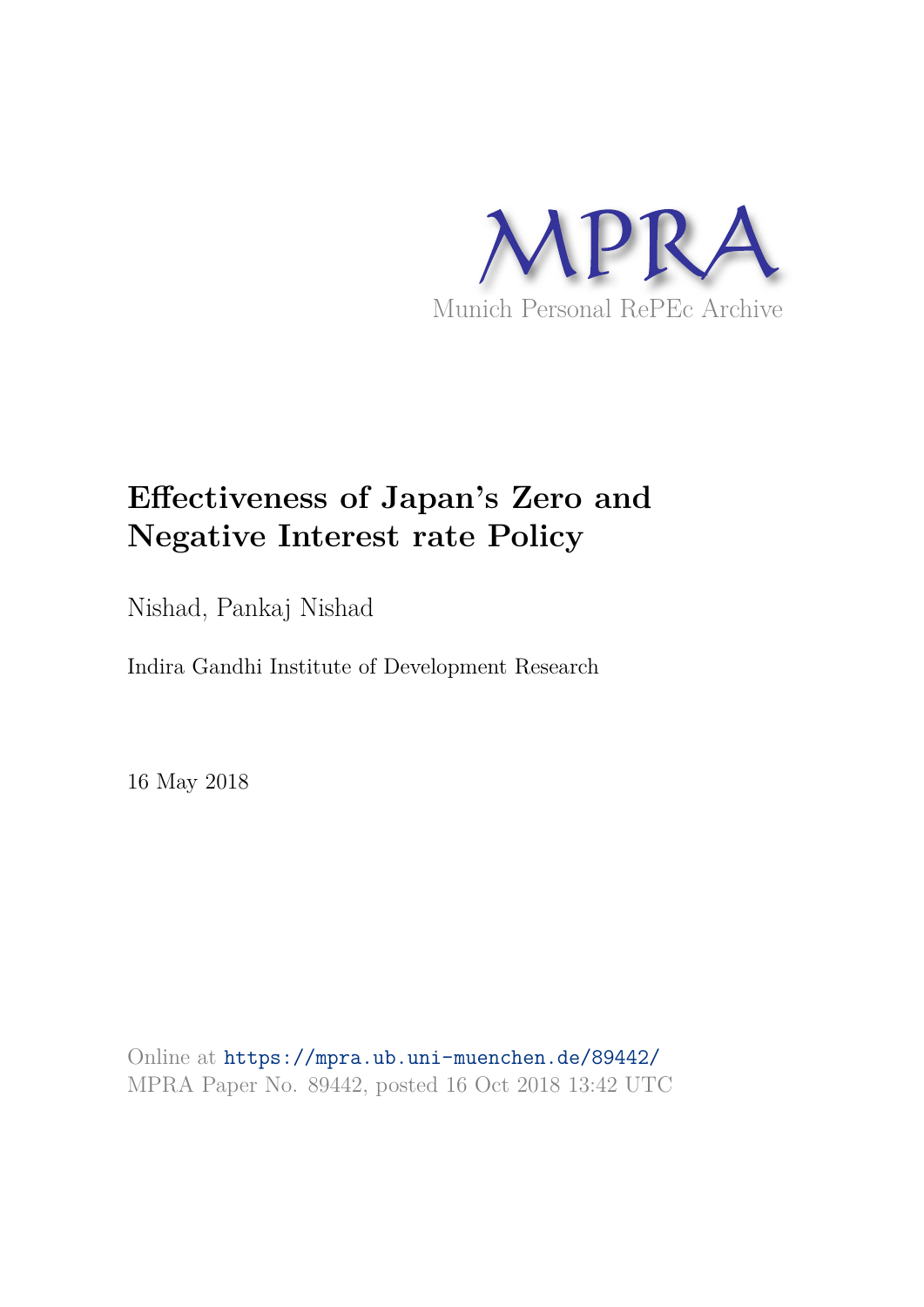MPRA

Munich Personal RePEc Archive

# Effectiveness of Japan's Zero and Negative Interest rate Policy

Nishad, Pankaj Nishad

Indira Gandhi Institute of Development Research

16 May 2018

Online at https://mpra.ub.uni-muenchen.de/89442/
MPRA Paper No. 89442, posted 16 Oct 2018 13:42 UTC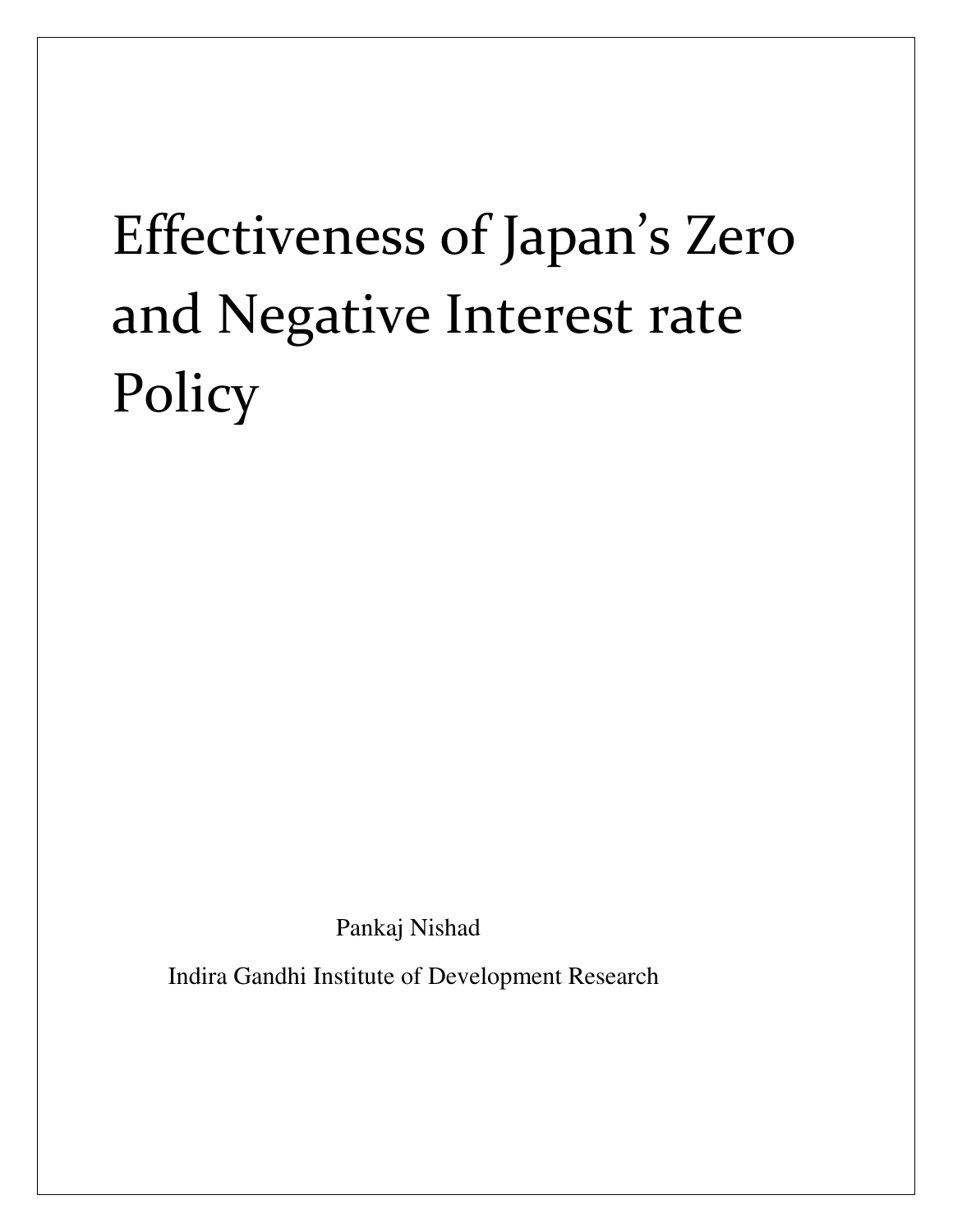# Effectiveness of Japan's Zero and Negative Interest rate Policy

Pankaj Nishad

Indira Gandhi Institute of Development Research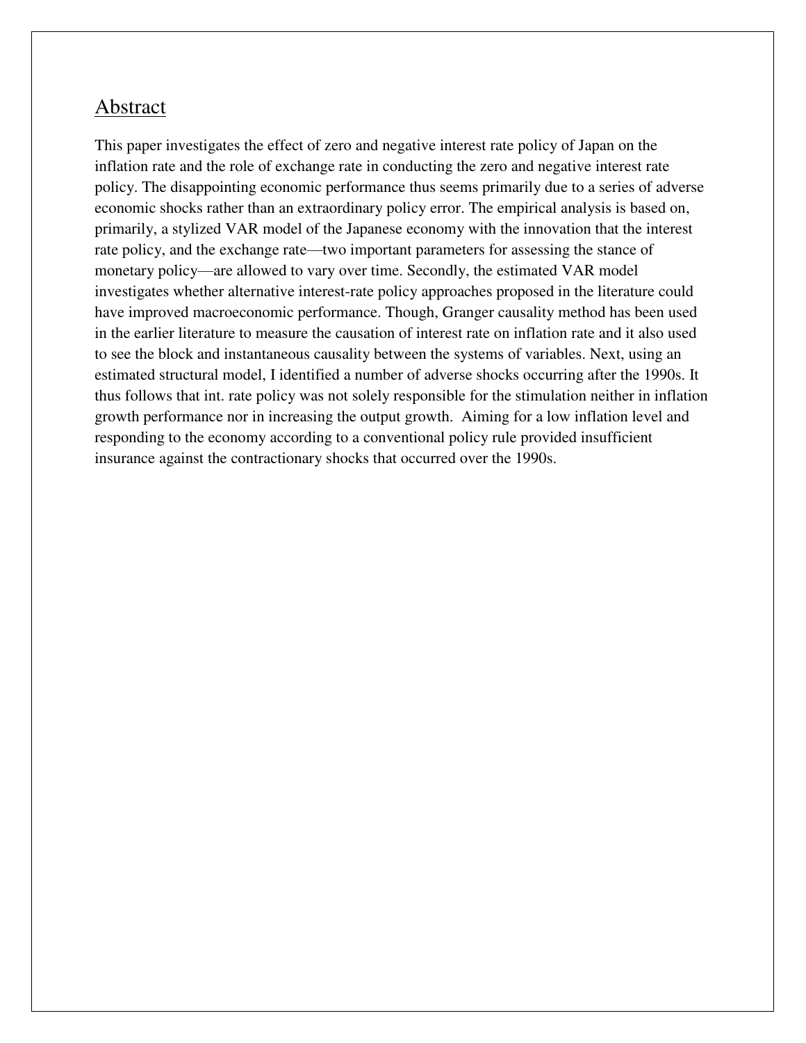## Abstract

This paper investigates the effect of zero and negative interest rate policy of Japan on the inflation rate and the role of exchange rate in conducting the zero and negative interest rate policy. The disappointing economic performance thus seems primarily due to a series of adverse economic shocks rather than an extraordinary policy error. The empirical analysis is based on, primarily, a stylized VAR model of the Japanese economy with the innovation that the interest rate policy, and the exchange rate—two important parameters for assessing the stance of monetary policy—are allowed to vary over time. Secondly, the estimated VAR model investigates whether alternative interest-rate policy approaches proposed in the literature could have improved macroeconomic performance. Though, Granger causality method has been used in the earlier literature to measure the causation of interest rate on inflation rate and it also used to see the block and instantaneous causality between the systems of variables. Next, using an estimated structural model, I identified a number of adverse shocks occurring after the 1990s. It thus follows that int. rate policy was not solely responsible for the stimulation neither in inflation growth performance nor in increasing the output growth. Aiming for a low inflation level and responding to the economy according to a conventional policy rule provided insufficient insurance against the contractionary shocks that occurred over the 1990s.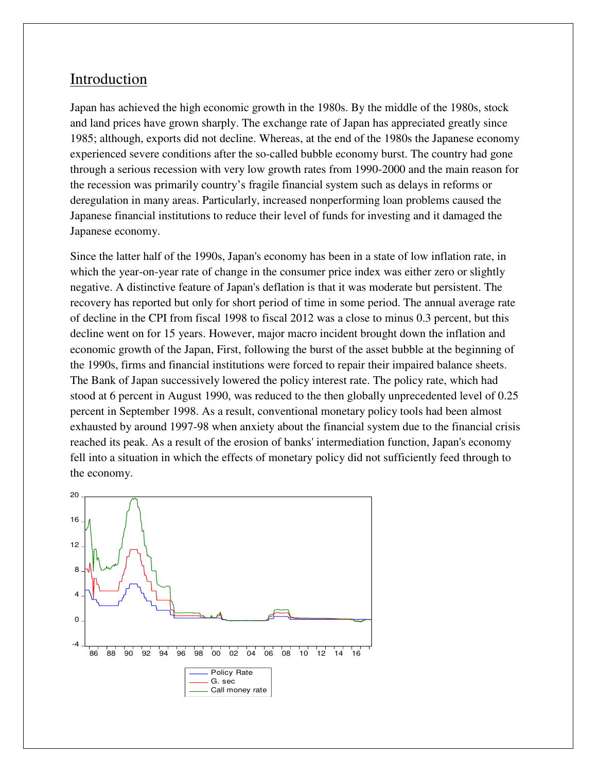## Introduction

Japan has achieved the high economic growth in the 1980s. By the middle of the 1980s, stock and land prices have grown sharply. The exchange rate of Japan has appreciated greatly since 1985; although, exports did not decline. Whereas, at the end of the 1980s the Japanese economy experienced severe conditions after the so-called bubble economy burst. The country had gone through a serious recession with very low growth rates from 1990-2000 and the main reason for the recession was primarily country's fragile financial system such as delays in reforms or deregulation in many areas. Particularly, increased nonperforming loan problems caused the Japanese financial institutions to reduce their level of funds for investing and it damaged the Japanese economy.

Since the latter half of the 1990s, Japan's economy has been in a state of low inflation rate, in which the year-on-year rate of change in the consumer price index was either zero or slightly negative. A distinctive feature of Japan's deflation is that it was moderate but persistent. The recovery has reported but only for short period of time in some period. The annual average rate of decline in the CPI from fiscal 1998 to fiscal 2012 was a close to minus 0.3 percent, but this decline went on for 15 years. However, major macro incident brought down the inflation and economic growth of the Japan, First, following the burst of the asset bubble at the beginning of the 1990s, firms and financial institutions were forced to repair their impaired balance sheets. The Bank of Japan successively lowered the policy interest rate. The policy rate, which had stood at 6 percent in August 1990, was reduced to the then globally unprecedented level of 0.25 percent in September 1998. As a result, conventional monetary policy tools had been almost exhausted by around 1997-98 when anxiety about the financial system due to the financial crisis reached its peak. As a result of the erosion of banks' intermediation function, Japan's economy fell into a situation in which the effects of monetary policy did not sufficiently feed through to the economy.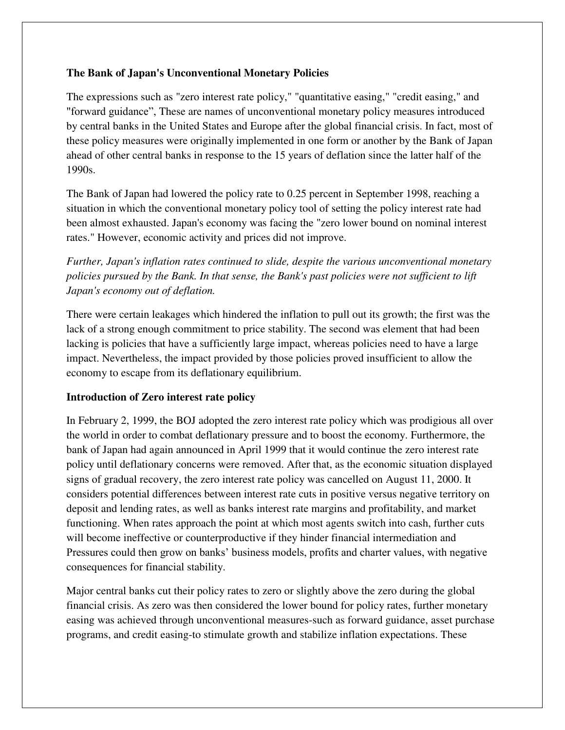**The Bank of Japan's Unconventional Monetary Policies**

The expressions such as "zero interest rate policy," "quantitative easing," "credit easing," and "forward guidance", These are names of unconventional monetary policy measures introduced by central banks in the United States and Europe after the global financial crisis. In fact, most of these policy measures were originally implemented in one form or another by the Bank of Japan ahead of other central banks in response to the 15 years of deflation since the latter half of the 1990s.

The Bank of Japan had lowered the policy rate to 0.25 percent in September 1998, reaching a situation in which the conventional monetary policy tool of setting the policy interest rate had been almost exhausted. Japan's economy was facing the "zero lower bound on nominal interest rates." However, economic activity and prices did not improve.

*Further, Japan's inflation rates continued to slide, despite the various unconventional monetary policies pursued by the Bank. In that sense, the Bank's past policies were not sufficient to lift Japan's economy out of deflation.*

There were certain leakages which hindered the inflation to pull out its growth; the first was the lack of a strong enough commitment to price stability. The second was element that had been lacking is policies that have a sufficiently large impact, whereas policies need to have a large impact. Nevertheless, the impact provided by those policies proved insufficient to allow the economy to escape from its deflationary equilibrium.

**Introduction of Zero interest rate policy**

In February 2, 1999, the BOJ adopted the zero interest rate policy which was prodigious all over the world in order to combat deflationary pressure and to boost the economy. Furthermore, the bank of Japan had again announced in April 1999 that it would continue the zero interest rate policy until deflationary concerns were removed. After that, as the economic situation displayed signs of gradual recovery, the zero interest rate policy was cancelled on August 11, 2000. It considers potential differences between interest rate cuts in positive versus negative territory on deposit and lending rates, as well as banks interest rate margins and profitability, and market functioning. When rates approach the point at which most agents switch into cash, further cuts will become ineffective or counterproductive if they hinder financial intermediation and Pressures could then grow on banks' business models, profits and charter values, with negative consequences for financial stability.

Major central banks cut their policy rates to zero or slightly above the zero during the global financial crisis. As zero was then considered the lower bound for policy rates, further monetary easing was achieved through unconventional measures-such as forward guidance, asset purchase programs, and credit easing-to stimulate growth and stabilize inflation expectations. These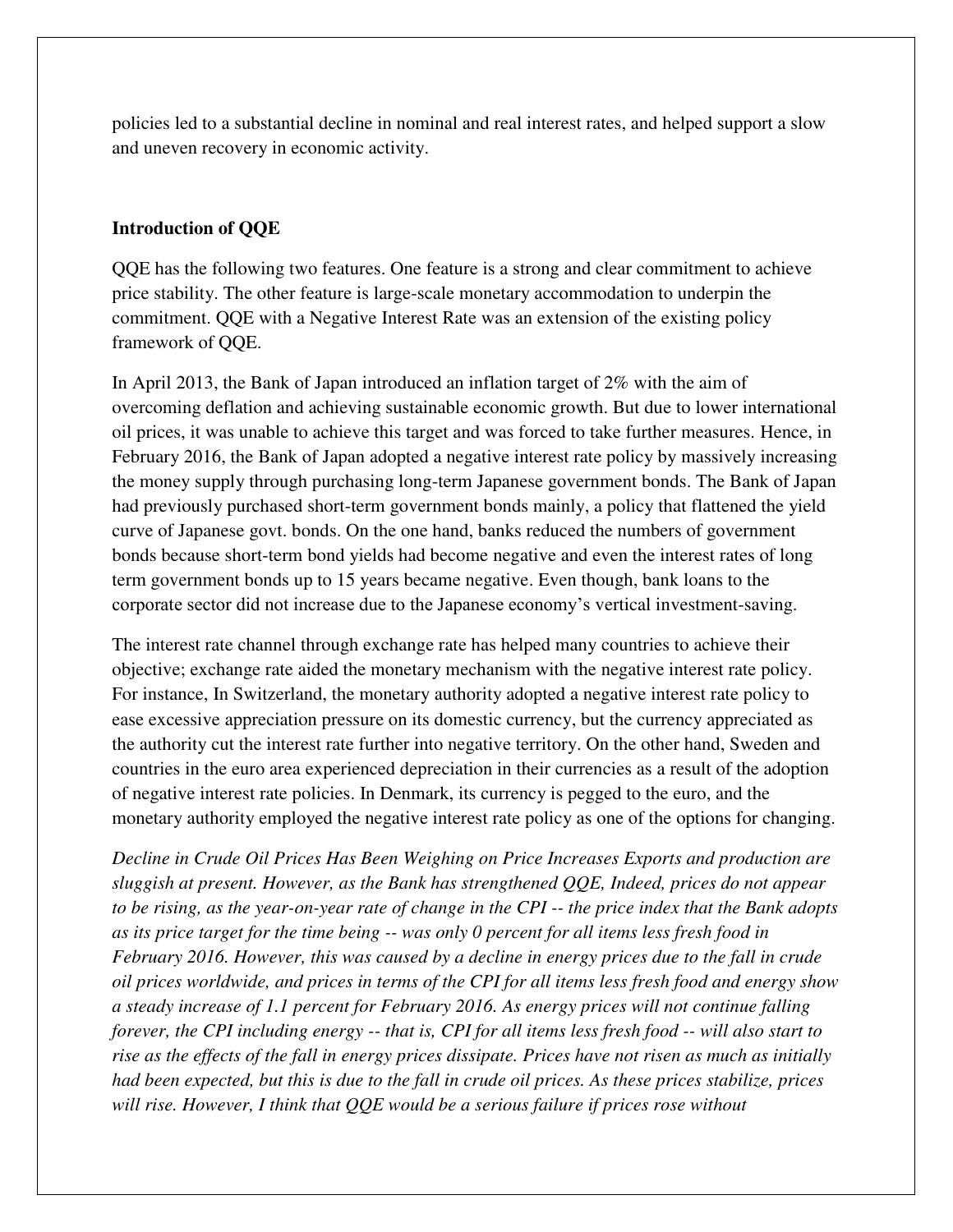policies led to a substantial decline in nominal and real interest rates, and helped support a slow and uneven recovery in economic activity.

## Introduction of QQE

QQE has the following two features. One feature is a strong and clear commitment to achieve price stability. The other feature is large-scale monetary accommodation to underpin the commitment. QQE with a Negative Interest Rate was an extension of the existing policy framework of QQE.

In April 2013, the Bank of Japan introduced an inflation target of 2% with the aim of overcoming deflation and achieving sustainable economic growth. But due to lower international oil prices, it was unable to achieve this target and was forced to take further measures. Hence, in February 2016, the Bank of Japan adopted a negative interest rate policy by massively increasing the money supply through purchasing long-term Japanese government bonds. The Bank of Japan had previously purchased short-term government bonds mainly, a policy that flattened the yield curve of Japanese govt. bonds. On the one hand, banks reduced the numbers of government bonds because short-term bond yields had become negative and even the interest rates of long term government bonds up to 15 years became negative. Even though, bank loans to the corporate sector did not increase due to the Japanese economy's vertical investment-saving.

The interest rate channel through exchange rate has helped many countries to achieve their objective; exchange rate aided the monetary mechanism with the negative interest rate policy. For instance, In Switzerland, the monetary authority adopted a negative interest rate policy to ease excessive appreciation pressure on its domestic currency, but the currency appreciated as the authority cut the interest rate further into negative territory. On the other hand, Sweden and countries in the euro area experienced depreciation in their currencies as a result of the adoption of negative interest rate policies. In Denmark, its currency is pegged to the euro, and the monetary authority employed the negative interest rate policy as one of the options for changing.

*Decline in Crude Oil Prices Has Been Weighing on Price Increases Exports and production are sluggish at present. However, as the Bank has strengthened QQE, Indeed, prices do not appear to be rising, as the year-on-year rate of change in the CPI -- the price index that the Bank adopts as its price target for the time being -- was only 0 percent for all items less fresh food in February 2016. However, this was caused by a decline in energy prices due to the fall in crude oil prices worldwide, and prices in terms of the CPI for all items less fresh food and energy show a steady increase of 1.1 percent for February 2016. As energy prices will not continue falling forever, the CPI including energy -- that is, CPI for all items less fresh food -- will also start to rise as the effects of the fall in energy prices dissipate. Prices have not risen as much as initially had been expected, but this is due to the fall in crude oil prices. As these prices stabilize, prices will rise. However, I think that QQE would be a serious failure if prices rose without*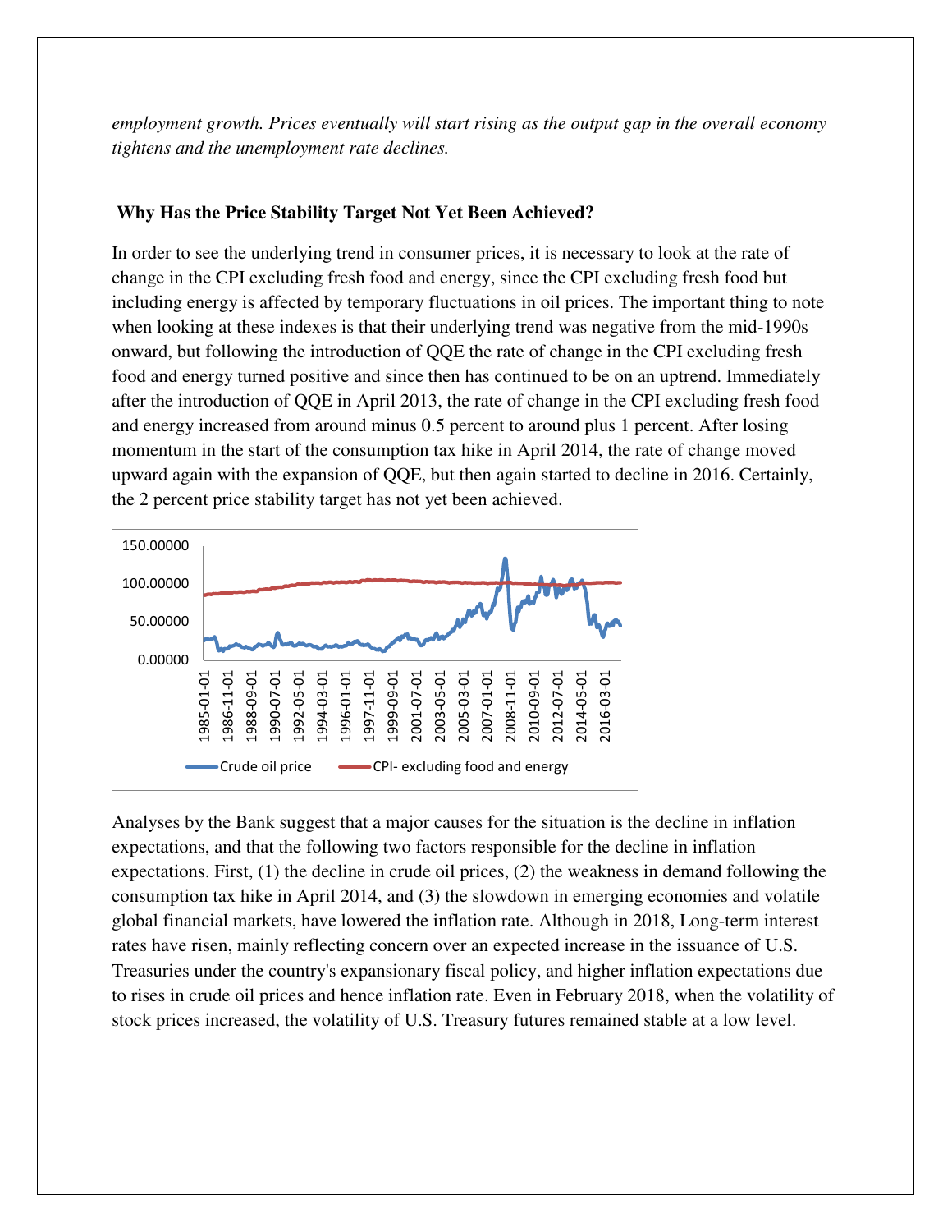*employment growth. Prices eventually will start rising as the output gap in the overall economy tightens and the unemployment rate declines.*

**Why Has the Price Stability Target Not Yet Been Achieved?**

In order to see the underlying trend in consumer prices, it is necessary to look at the rate of change in the CPI excluding fresh food and energy, since the CPI excluding fresh food but including energy is affected by temporary fluctuations in oil prices. The important thing to note when looking at these indexes is that their underlying trend was negative from the mid-1990s onward, but following the introduction of QQE the rate of change in the CPI excluding fresh food and energy turned positive and since then has continued to be on an uptrend. Immediately after the introduction of QQE in April 2013, the rate of change in the CPI excluding fresh food and energy increased from around minus 0.5 percent to around plus 1 percent. After losing momentum in the start of the consumption tax hike in April 2014, the rate of change moved upward again with the expansion of QQE, but then again started to decline in 2016. Certainly, the 2 percent price stability target has not yet been achieved.

Analyses by the Bank suggest that a major causes for the situation is the decline in inflation expectations, and that the following two factors responsible for the decline in inflation expectations. First, (1) the decline in crude oil prices, (2) the weakness in demand following the consumption tax hike in April 2014, and (3) the slowdown in emerging economies and volatile global financial markets, have lowered the inflation rate. Although in 2018, Long-term interest rates have risen, mainly reflecting concern over an expected increase in the issuance of U.S. Treasuries under the country's expansionary fiscal policy, and higher inflation expectations due to rises in crude oil prices and hence inflation rate. Even in February 2018, when the volatility of stock prices increased, the volatility of U.S. Treasury futures remained stable at a low level.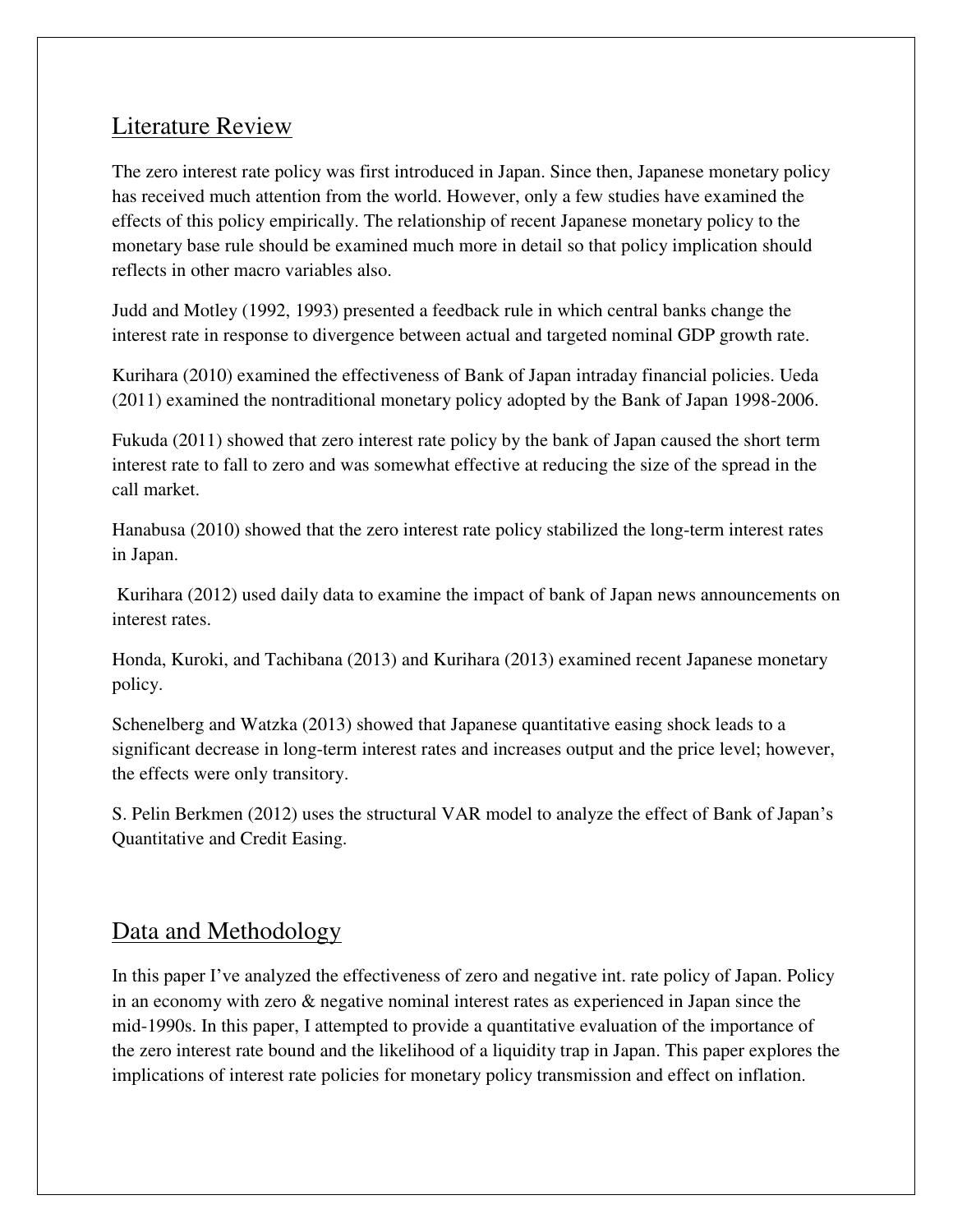## Literature Review

The zero interest rate policy was first introduced in Japan. Since then, Japanese monetary policy has received much attention from the world. However, only a few studies have examined the effects of this policy empirically. The relationship of recent Japanese monetary policy to the monetary base rule should be examined much more in detail so that policy implication should reflects in other macro variables also.

Judd and Motley (1992, 1993) presented a feedback rule in which central banks change the interest rate in response to divergence between actual and targeted nominal GDP growth rate.

Kurihara (2010) examined the effectiveness of Bank of Japan intraday financial policies. Ueda (2011) examined the nontraditional monetary policy adopted by the Bank of Japan 1998-2006.

Fukuda (2011) showed that zero interest rate policy by the bank of Japan caused the short term interest rate to fall to zero and was somewhat effective at reducing the size of the spread in the call market.

Hanabusa (2010) showed that the zero interest rate policy stabilized the long-term interest rates in Japan.

Kurihara (2012) used daily data to examine the impact of bank of Japan news announcements on interest rates.

Honda, Kuroki, and Tachibana (2013) and Kurihara (2013) examined recent Japanese monetary policy.

Schenelberg and Watzka (2013) showed that Japanese quantitative easing shock leads to a significant decrease in long-term interest rates and increases output and the price level; however, the effects were only transitory.

S. Pelin Berkmen (2012) uses the structural VAR model to analyze the effect of Bank of Japan's Quantitative and Credit Easing.

## Data and Methodology

In this paper I've analyzed the effectiveness of zero and negative int. rate policy of Japan. Policy in an economy with zero & negative nominal interest rates as experienced in Japan since the mid-1990s. In this paper, I attempted to provide a quantitative evaluation of the importance of the zero interest rate bound and the likelihood of a liquidity trap in Japan. This paper explores the implications of interest rate policies for monetary policy transmission and effect on inflation.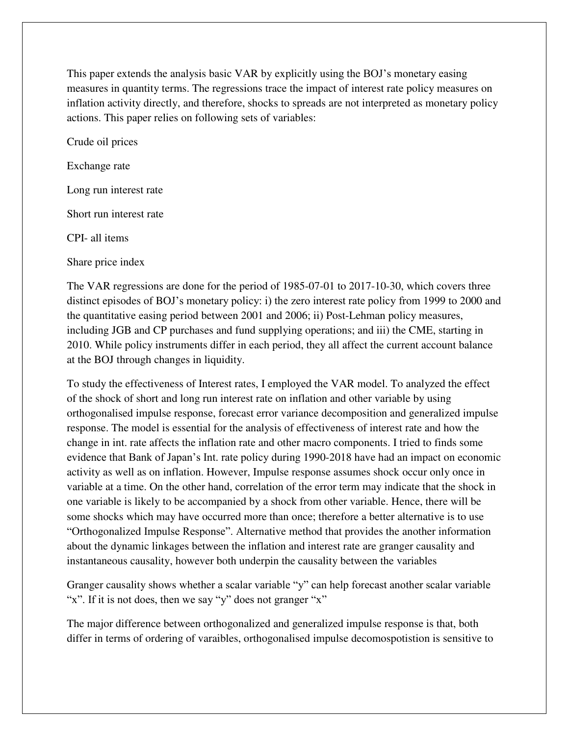This paper extends the analysis basic VAR by explicitly using the BOJ's monetary easing measures in quantity terms. The regressions trace the impact of interest rate policy measures on inflation activity directly, and therefore, shocks to spreads are not interpreted as monetary policy actions. This paper relies on following sets of variables:

Crude oil prices

Exchange rate

Long run interest rate

Short run interest rate

CPI- all items

Share price index

The VAR regressions are done for the period of 1985-07-01 to 2017-10-30, which covers three distinct episodes of BOJ's monetary policy: i) the zero interest rate policy from 1999 to 2000 and the quantitative easing period between 2001 and 2006; ii) Post-Lehman policy measures, including JGB and CP purchases and fund supplying operations; and iii) the CME, starting in 2010. While policy instruments differ in each period, they all affect the current account balance at the BOJ through changes in liquidity.

To study the effectiveness of Interest rates, I employed the VAR model. To analyzed the effect of the shock of short and long run interest rate on inflation and other variable by using orthogonalised impulse response, forecast error variance decomposition and generalized impulse response. The model is essential for the analysis of effectiveness of interest rate and how the change in int. rate affects the inflation rate and other macro components. I tried to finds some evidence that Bank of Japan's Int. rate policy during 1990-2018 have had an impact on economic activity as well as on inflation. However, Impulse response assumes shock occur only once in variable at a time. On the other hand, correlation of the error term may indicate that the shock in one variable is likely to be accompanied by a shock from other variable. Hence, there will be some shocks which may have occurred more than once; therefore a better alternative is to use "Orthogonalized Impulse Response". Alternative method that provides the another information about the dynamic linkages between the inflation and interest rate are granger causality and instantaneous causality, however both underpin the causality between the variables

Granger causality shows whether a scalar variable "y" can help forecast another scalar variable "x". If it is not does, then we say "y" does not granger "x"

The major difference between orthogonalized and generalized impulse response is that, both differ in terms of ordering of varaibles, orthogonalised impulse decomospotistion is sensitive to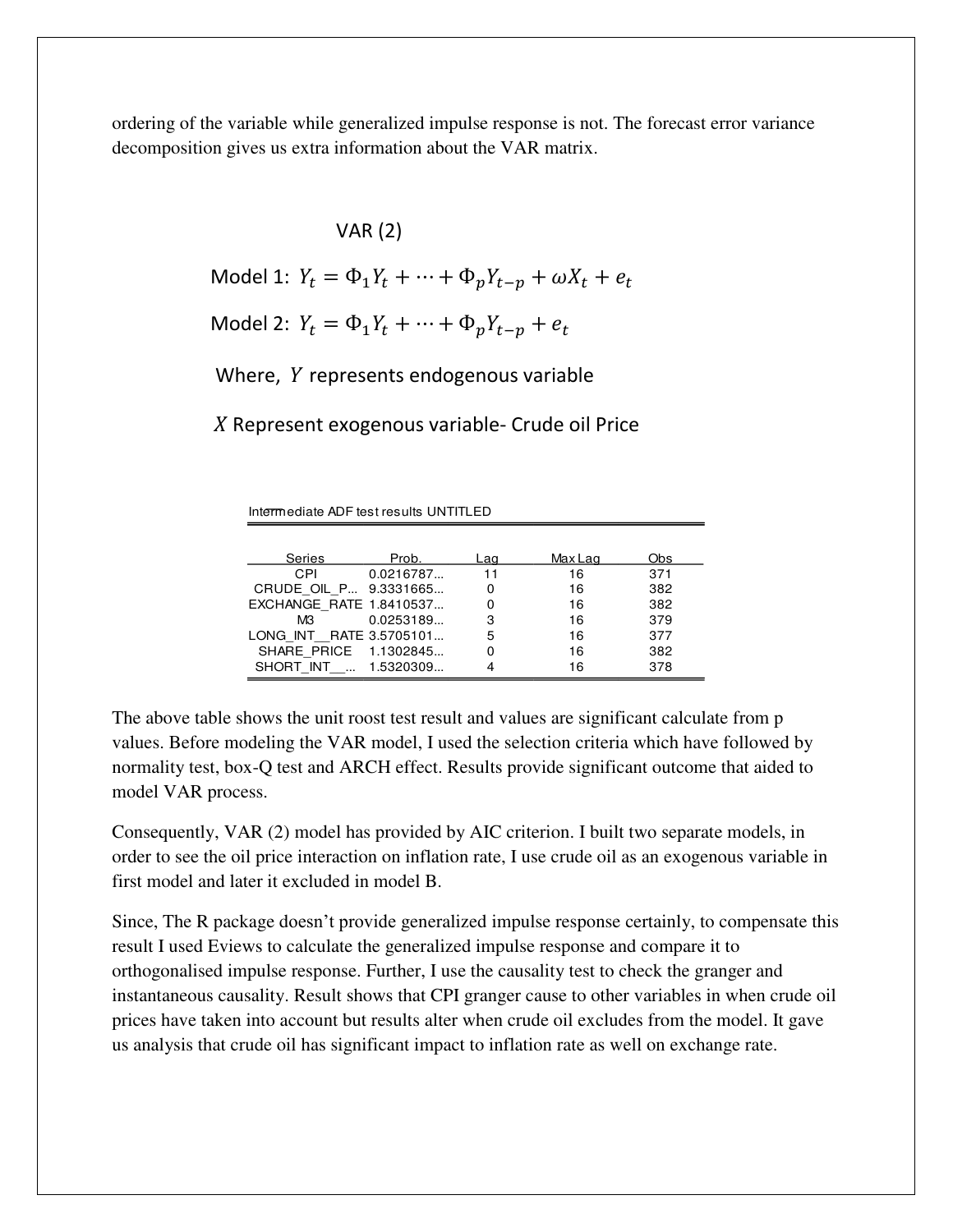ordering of the variable while generalized impulse response is not. The forecast error variance decomposition gives us extra information about the VAR matrix.

VAR (2)

Model 1: $Y_t = \Phi_1 Y_t + \cdots + \Phi_p Y_{t-p} + \omega X_t + e_t$

Model 2: $Y_t = \Phi_1 Y_t + \cdots + \Phi_p Y_{t-p} + e_t$

Where, $Y$ represents endogenous variable

$X$ Represent exogenous variable- Crude oil Price

Intermediate ADF test results UNTITLED

| Series | Prob. | Lag | Max Lag | Obs |
|---|---|---|---|---|
| CPI | 0.0216787... | 11 | 16 | 371 |
| CRUDE_OIL_P... | 9.3331665... | 0 | 16 | 382 |
| EXCHANGE_RATE | 1.8410537... | 0 | 16 | 382 |
| M3 | 0.0253189... | 3 | 16 | 379 |
| LONG_INT__RATE | 3.5705101... | 5 | 16 | 377 |
| SHARE_PRICE | 1.1302845... | 0 | 16 | 382 |
| SHORT_INT__... | 1.5320309... | 4 | 16 | 378 |

The above table shows the unit roost test result and values are significant calculate from p values. Before modeling the VAR model, I used the selection criteria which have followed by normality test, box-Q test and ARCH effect. Results provide significant outcome that aided to model VAR process.

Consequently, VAR (2) model has provided by AIC criterion. I built two separate models, in order to see the oil price interaction on inflation rate, I use crude oil as an exogenous variable in first model and later it excluded in model B.

Since, The R package doesn't provide generalized impulse response certainly, to compensate this result I used Eviews to calculate the generalized impulse response and compare it to orthogonalised impulse response. Further, I use the causality test to check the granger and instantaneous causality. Result shows that CPI granger cause to other variables in when crude oil prices have taken into account but results alter when crude oil excludes from the model. It gave us analysis that crude oil has significant impact to inflation rate as well on exchange rate.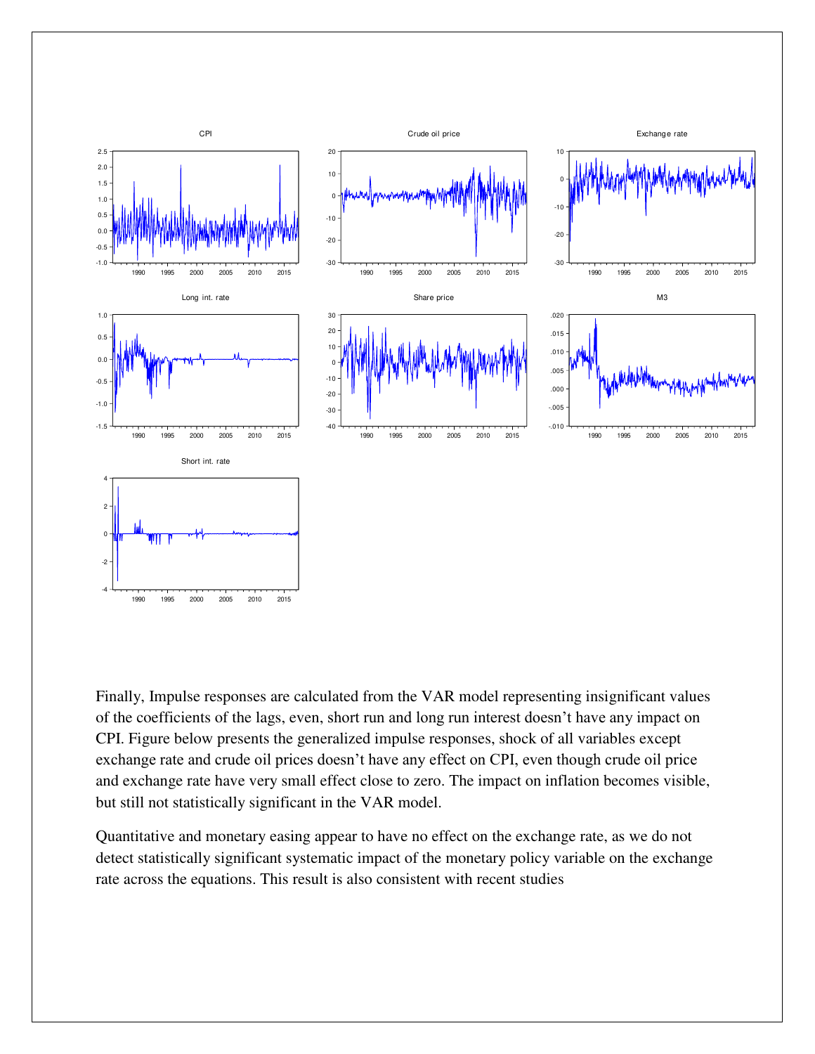Finally, Impulse responses are calculated from the VAR model representing insignificant values of the coefficients of the lags, even, short run and long run interest doesn't have any impact on CPI. Figure below presents the generalized impulse responses, shock of all variables except exchange rate and crude oil prices doesn't have any effect on CPI, even though crude oil price and exchange rate have very small effect close to zero. The impact on inflation becomes visible, but still not statistically significant in the VAR model.

Quantitative and monetary easing appear to have no effect on the exchange rate, as we do not detect statistically significant systematic impact of the monetary policy variable on the exchange rate across the equations. This result is also consistent with recent studies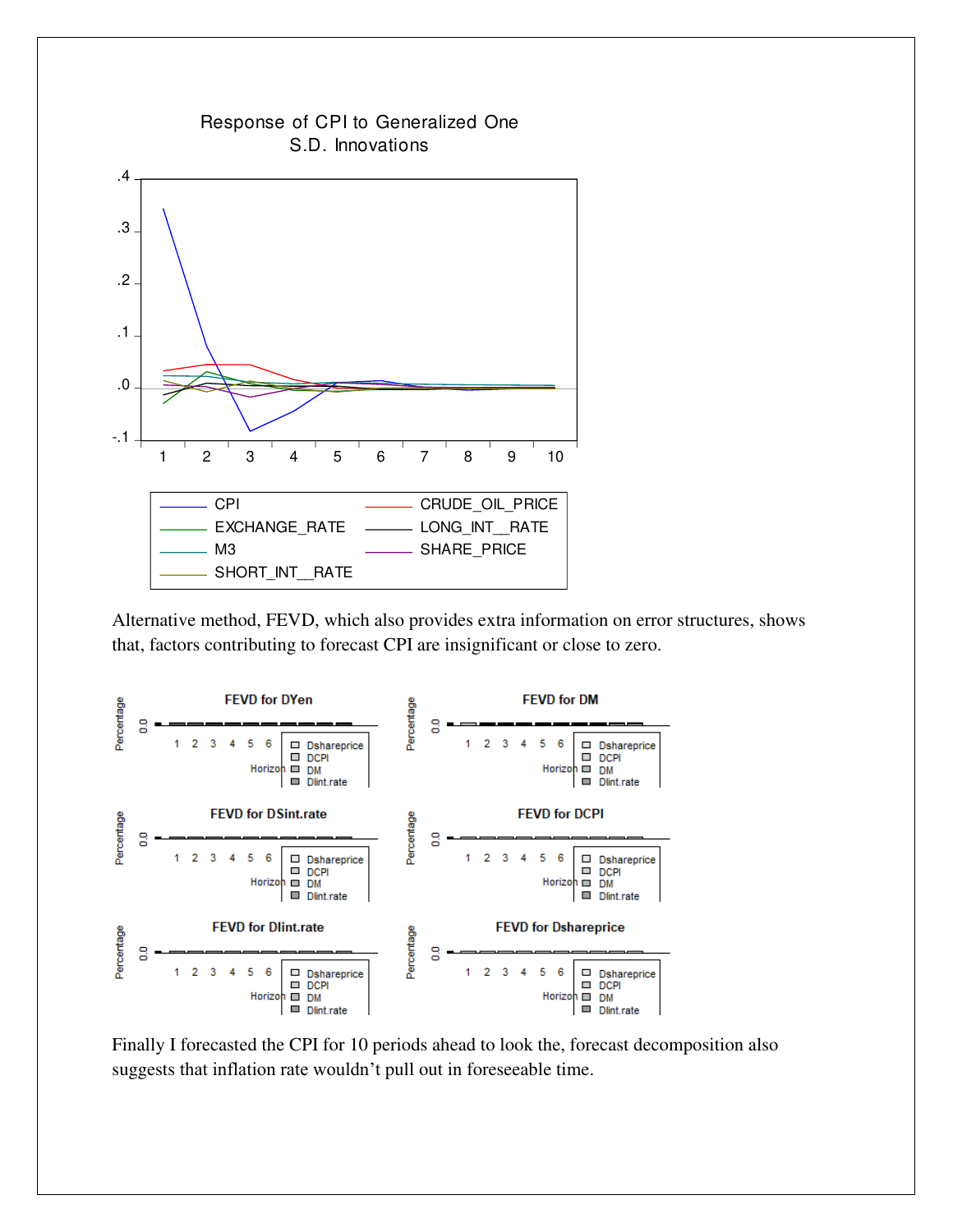Alternative method, FEVD, which also provides extra information on error structures, shows that, factors contributing to forecast CPI are insignificant or close to zero.

Finally I forecasted the CPI for 10 periods ahead to look the, forecast decomposition also suggests that inflation rate wouldn't pull out in foreseeable time.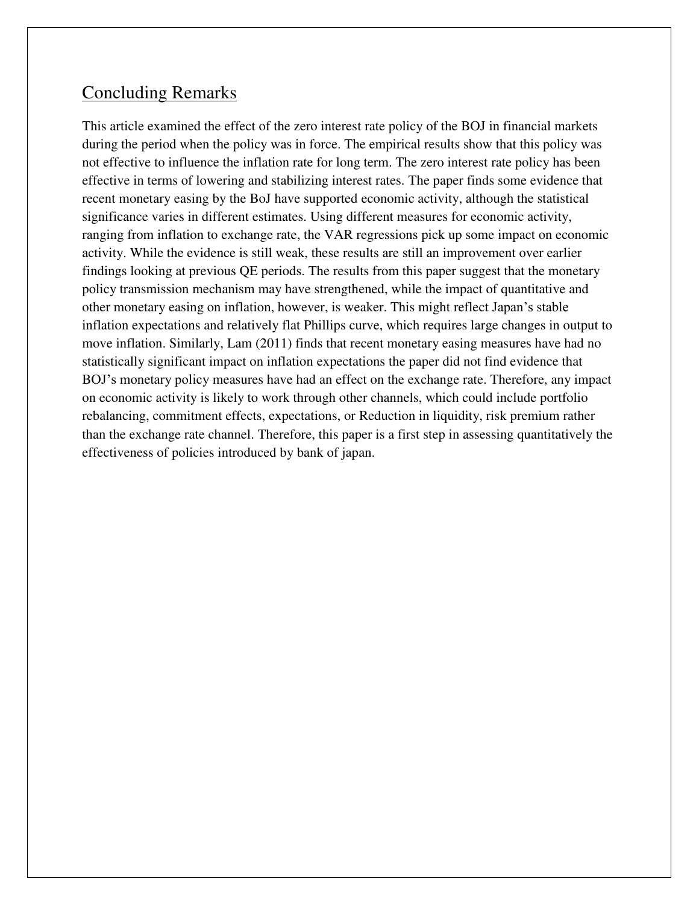## Concluding Remarks

This article examined the effect of the zero interest rate policy of the BOJ in financial markets during the period when the policy was in force. The empirical results show that this policy was not effective to influence the inflation rate for long term. The zero interest rate policy has been effective in terms of lowering and stabilizing interest rates. The paper finds some evidence that recent monetary easing by the BoJ have supported economic activity, although the statistical significance varies in different estimates. Using different measures for economic activity, ranging from inflation to exchange rate, the VAR regressions pick up some impact on economic activity. While the evidence is still weak, these results are still an improvement over earlier findings looking at previous QE periods. The results from this paper suggest that the monetary policy transmission mechanism may have strengthened, while the impact of quantitative and other monetary easing on inflation, however, is weaker. This might reflect Japan's stable inflation expectations and relatively flat Phillips curve, which requires large changes in output to move inflation. Similarly, Lam (2011) finds that recent monetary easing measures have had no statistically significant impact on inflation expectations the paper did not find evidence that BOJ's monetary policy measures have had an effect on the exchange rate. Therefore, any impact on economic activity is likely to work through other channels, which could include portfolio rebalancing, commitment effects, expectations, or Reduction in liquidity, risk premium rather than the exchange rate channel. Therefore, this paper is a first step in assessing quantitatively the effectiveness of policies introduced by bank of japan.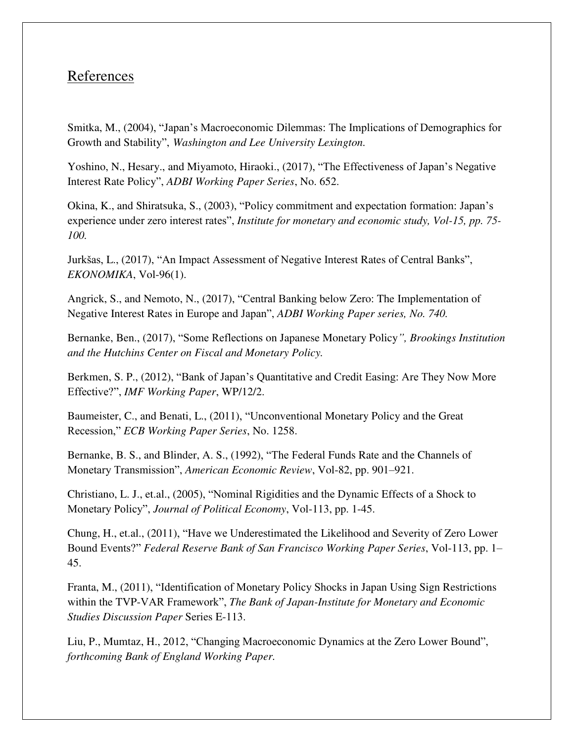## References

Smitka, M., (2004), "Japan's Macroeconomic Dilemmas: The Implications of Demographics for Growth and Stability", *Washington and Lee University Lexington.*

Yoshino, N., Hesary., and Miyamoto, Hiraoki., (2017), "The Effectiveness of Japan's Negative Interest Rate Policy", *ADBI Working Paper Series*, No. 652.

Okina, K., and Shiratsuka, S., (2003), "Policy commitment and expectation formation: Japan's experience under zero interest rates", *Institute for monetary and economic study, Vol-15, pp. 75-100.*

Jurkšas, L., (2017), "An Impact Assessment of Negative Interest Rates of Central Banks", *EKONOMIKA*, Vol-96(1).

Angrick, S., and Nemoto, N., (2017), "Central Banking below Zero: The Implementation of Negative Interest Rates in Europe and Japan", *ADBI Working Paper series, No. 740.*

Bernanke, Ben., (2017), "Some Reflections on Japanese Monetary Policy*", Brookings Institution and the Hutchins Center on Fiscal and Monetary Policy.*

Berkmen, S. P., (2012), "Bank of Japan's Quantitative and Credit Easing: Are They Now More Effective?", *IMF Working Paper*, WP/12/2.

Baumeister, C., and Benati, L., (2011), "Unconventional Monetary Policy and the Great Recession," *ECB Working Paper Series*, No. 1258.

Bernanke, B. S., and Blinder, A. S., (1992), "The Federal Funds Rate and the Channels of Monetary Transmission", *American Economic Review*, Vol-82, pp. 901–921.

Christiano, L. J., et.al., (2005), "Nominal Rigidities and the Dynamic Effects of a Shock to Monetary Policy", *Journal of Political Economy*, Vol-113, pp. 1-45.

Chung, H., et.al., (2011), "Have we Underestimated the Likelihood and Severity of Zero Lower Bound Events?" *Federal Reserve Bank of San Francisco Working Paper Series*, Vol-113, pp. 1–45.

Franta, M., (2011), "Identification of Monetary Policy Shocks in Japan Using Sign Restrictions within the TVP-VAR Framework", *The Bank of Japan-Institute for Monetary and Economic Studies Discussion Paper* Series E-113.

Liu, P., Mumtaz, H., 2012, "Changing Macroeconomic Dynamics at the Zero Lower Bound", *forthcoming Bank of England Working Paper.*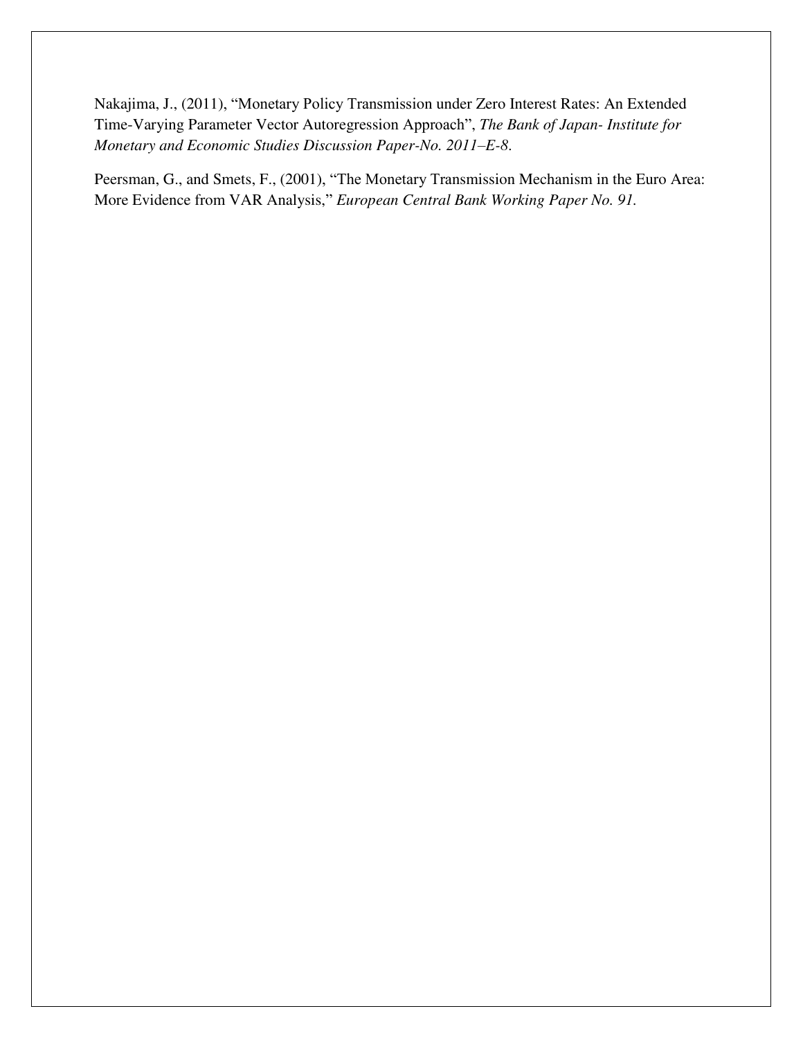Nakajima, J., (2011), “Monetary Policy Transmission under Zero Interest Rates: An Extended Time-Varying Parameter Vector Autoregression Approach”, *The Bank of Japan- Institute for Monetary and Economic Studies Discussion Paper-No. 2011–E-8.*

Peersman, G., and Smets, F., (2001), “The Monetary Transmission Mechanism in the Euro Area: More Evidence from VAR Analysis,” *European Central Bank Working Paper No. 91.*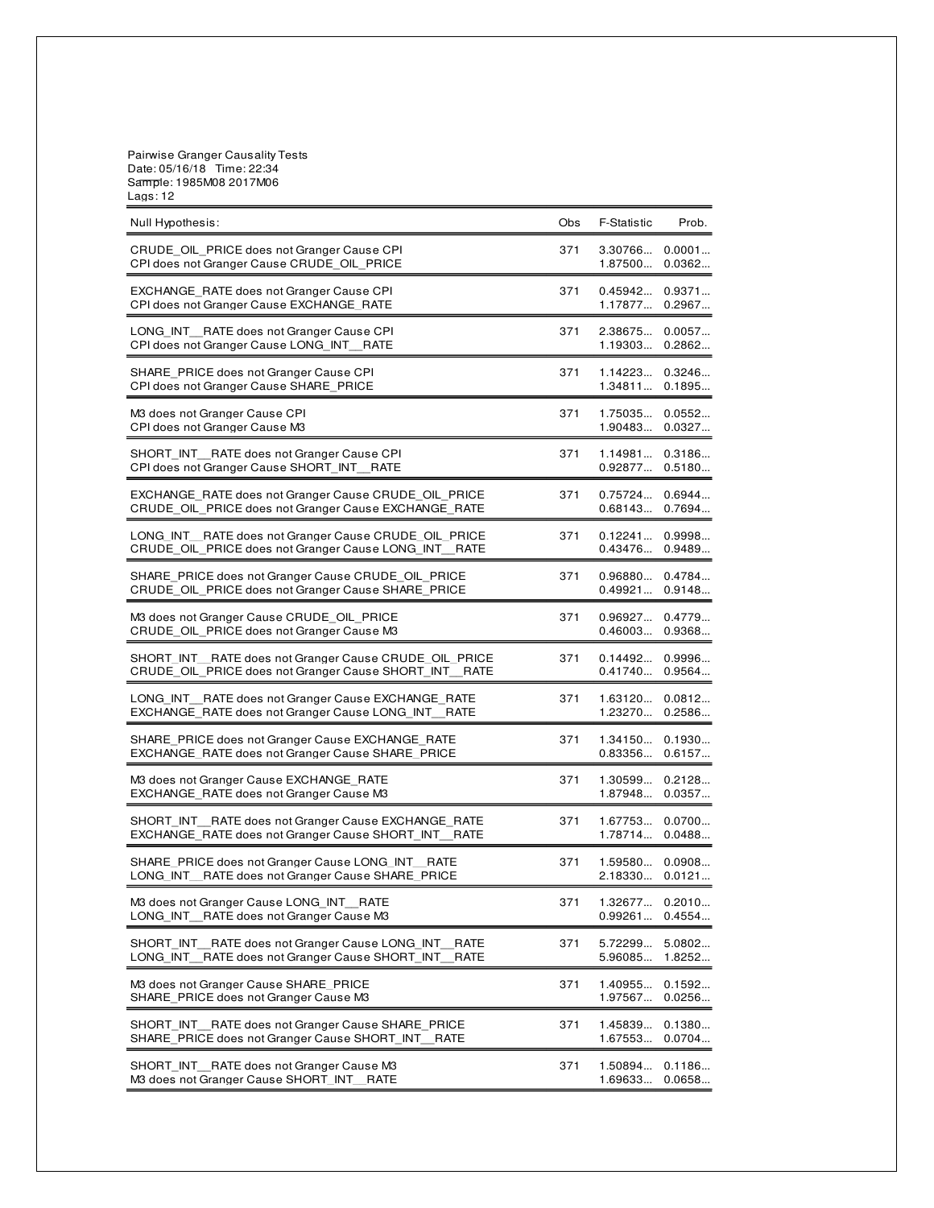Pairwise Granger Causality Tests
Date: 05/16/18 Time: 22:34
Sample: 1985M08 2017M06
Lags: 12

| Null Hypothesis: | Obs | F-Statistic | Prob. |
|---|---|---|---|
| CRUDE_OIL_PRICE does not Granger Cause CPI | 371 | 3.30766... | 0.0001... |
| CPI does not Granger Cause CRUDE_OIL_PRICE | | 1.87500... | 0.0362... |
| EXCHANGE_RATE does not Granger Cause CPI | 371 | 0.45942... | 0.9371... |
| CPI does not Granger Cause EXCHANGE_RATE | | 1.17877... | 0.2967... |
| LONG_INT__RATE does not Granger Cause CPI | 371 | 2.38675... | 0.0057... |
| CPI does not Granger Cause LONG_INT__RATE | | 1.19303... | 0.2862... |
| SHARE_PRICE does not Granger Cause CPI | 371 | 1.14223... | 0.3246... |
| CPI does not Granger Cause SHARE_PRICE | | 1.34811... | 0.1895... |
| M3 does not Granger Cause CPI | 371 | 1.75035... | 0.0552... |
| CPI does not Granger Cause M3 | | 1.90483... | 0.0327... |
| SHORT_INT__RATE does not Granger Cause CPI | 371 | 1.14981... | 0.3186... |
| CPI does not Granger Cause SHORT_INT__RATE | | 0.92877... | 0.5180... |
| EXCHANGE_RATE does not Granger Cause CRUDE_OIL_PRICE | 371 | 0.75724... | 0.6944... |
| CRUDE_OIL_PRICE does not Granger Cause EXCHANGE_RATE | | 0.68143... | 0.7694... |
| LONG_INT__RATE does not Granger Cause CRUDE_OIL_PRICE | 371 | 0.12241... | 0.9998... |
| CRUDE_OIL_PRICE does not Granger Cause LONG_INT__RATE | | 0.43476... | 0.9489... |
| SHARE_PRICE does not Granger Cause CRUDE_OIL_PRICE | 371 | 0.96880... | 0.4784... |
| CRUDE_OIL_PRICE does not Granger Cause SHARE_PRICE | | 0.49921... | 0.9148... |
| M3 does not Granger Cause CRUDE_OIL_PRICE | 371 | 0.96927... | 0.4779... |
| CRUDE_OIL_PRICE does not Granger Cause M3 | | 0.46003... | 0.9368... |
| SHORT_INT__RATE does not Granger Cause CRUDE_OIL_PRICE | 371 | 0.14492... | 0.9996... |
| CRUDE_OIL_PRICE does not Granger Cause SHORT_INT__RATE | | 0.41740... | 0.9564... |
| LONG_INT__RATE does not Granger Cause EXCHANGE_RATE | 371 | 1.63120... | 0.0812... |
| EXCHANGE_RATE does not Granger Cause LONG_INT__RATE | | 1.23270... | 0.2586... |
| SHARE_PRICE does not Granger Cause EXCHANGE_RATE | 371 | 1.34150... | 0.1930... |
| EXCHANGE_RATE does not Granger Cause SHARE_PRICE | | 0.83356... | 0.6157... |
| M3 does not Granger Cause EXCHANGE_RATE | 371 | 1.30599... | 0.2128... |
| EXCHANGE_RATE does not Granger Cause M3 | | 1.87948... | 0.0357... |
| SHORT_INT__RATE does not Granger Cause EXCHANGE_RATE | 371 | 1.67753... | 0.0700... |
| EXCHANGE_RATE does not Granger Cause SHORT_INT__RATE | | 1.78714... | 0.0488... |
| SHARE_PRICE does not Granger Cause LONG_INT__RATE | 371 | 1.59580... | 0.0908... |
| LONG_INT__RATE does not Granger Cause SHARE_PRICE | | 2.18330... | 0.0121... |
| M3 does not Granger Cause LONG_INT__RATE | 371 | 1.32677... | 0.2010... |
| LONG_INT__RATE does not Granger Cause M3 | | 0.99261... | 0.4554... |
| SHORT_INT__RATE does not Granger Cause LONG_INT__RATE | 371 | 5.72299... | 5.0802... |
| LONG_INT__RATE does not Granger Cause SHORT_INT__RATE | | 5.96085... | 1.8252... |
| M3 does not Granger Cause SHARE_PRICE | 371 | 1.40955... | 0.1592... |
| SHARE_PRICE does not Granger Cause M3 | | 1.97567... | 0.0256... |
| SHORT_INT__RATE does not Granger Cause SHARE_PRICE | 371 | 1.45839... | 0.1380... |
| SHARE_PRICE does not Granger Cause SHORT_INT__RATE | | 1.67553... | 0.0704... |
| SHORT_INT__RATE does not Granger Cause M3 | 371 | 1.50894... | 0.1186... |
| M3 does not Granger Cause SHORT_INT__RATE | | 1.69633... | 0.0658... |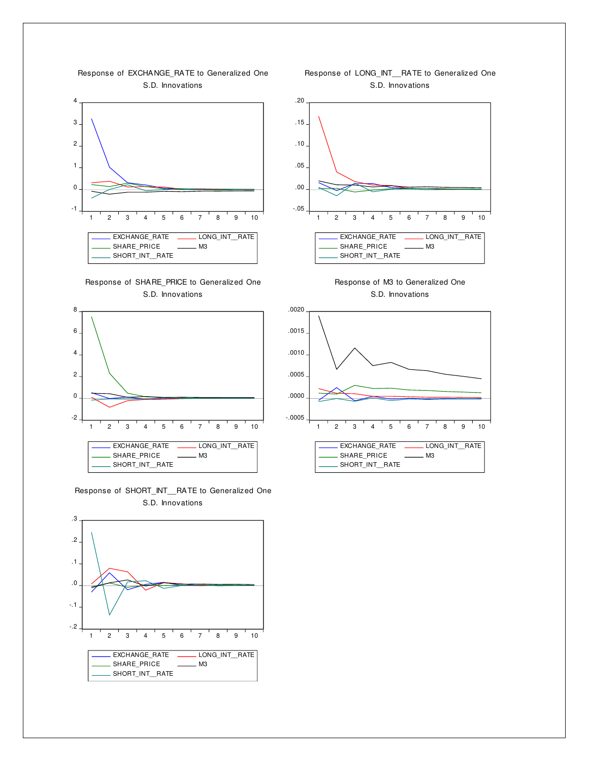Response of EXCHANGE_RATE to Generalized One S.D. Innovations

Response of LONG_INT__RATE to Generalized One S.D. Innovations

Response of SHARE_PRICE to Generalized One S.D. Innovations

Response of M3 to Generalized One S.D. Innovations

Response of SHORT_INT__RATE to Generalized One S.D. Innovations

Legend: EXCHANGE_RATE, LONG_INT__RATE, SHARE_PRICE, M3, SHORT_INT__RATE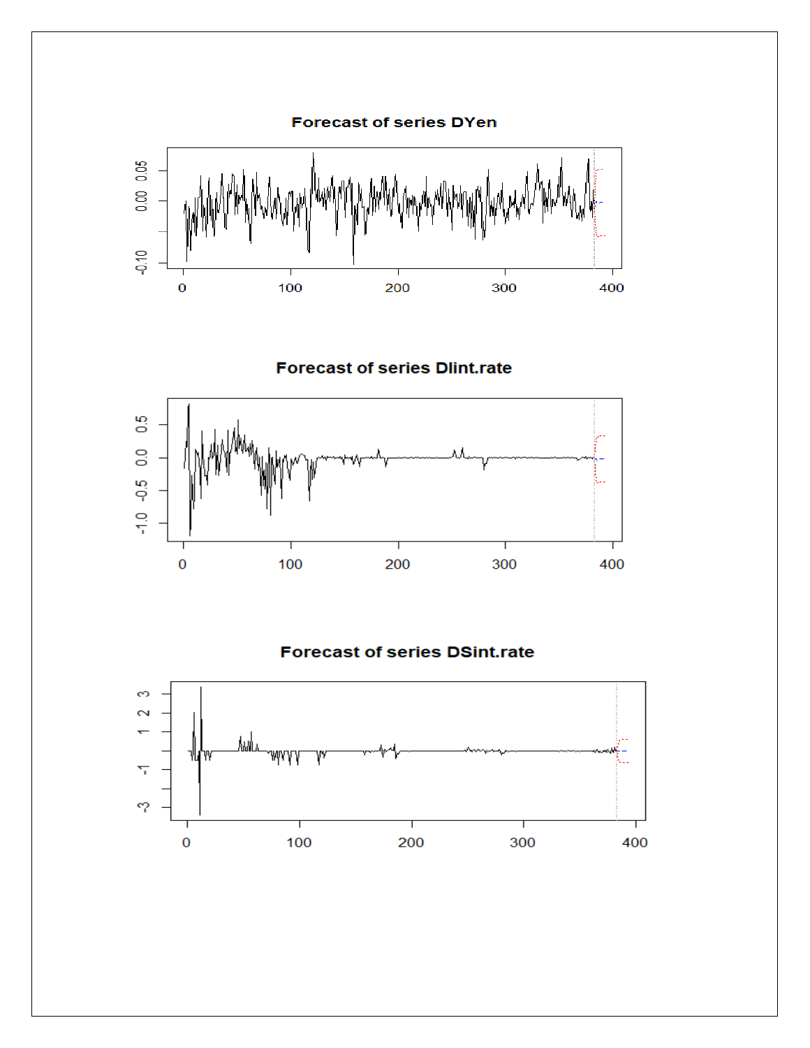### Forecast of series DYen

### Forecast of series DIint.rate

### Forecast of series DSint.rate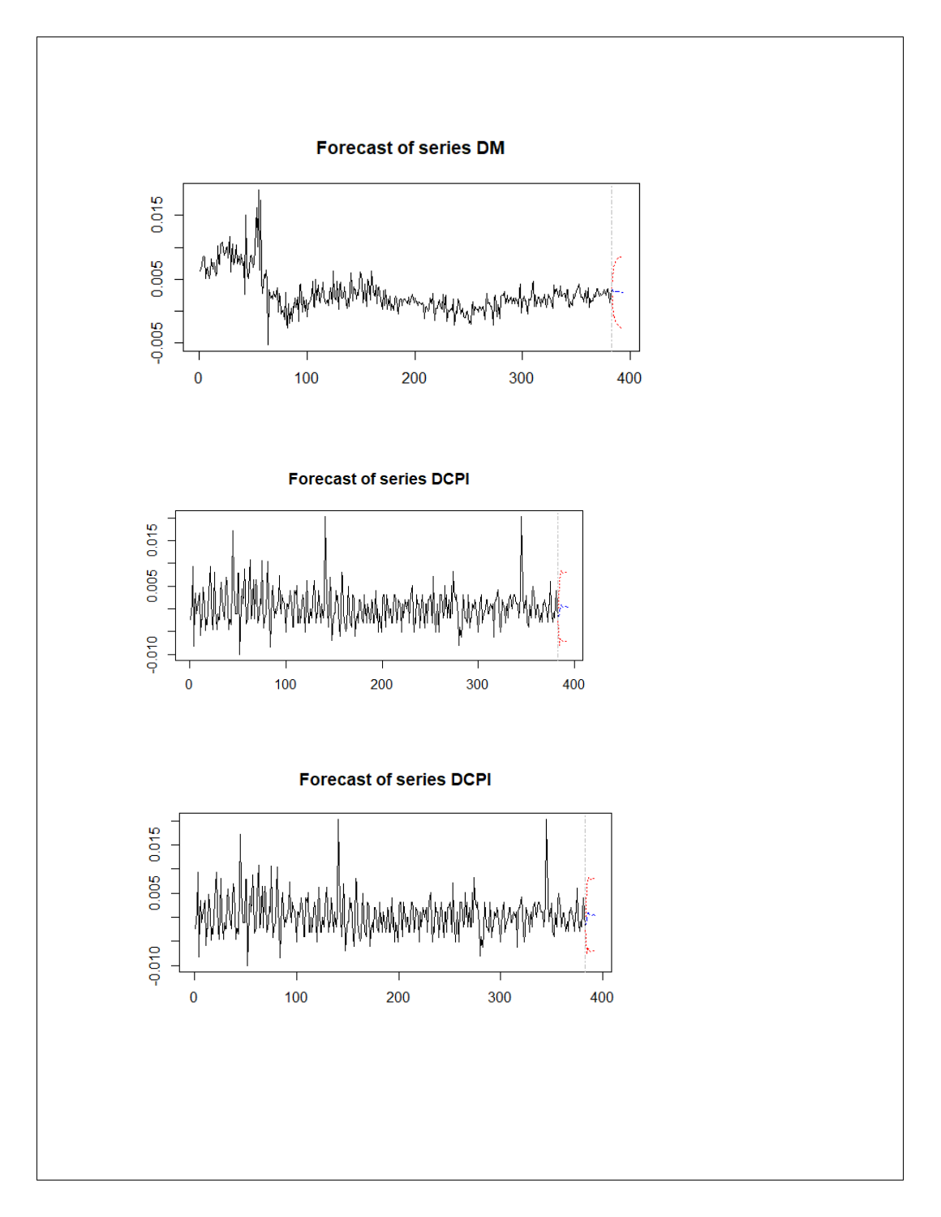**Forecast of series DM**

**Forecast of series DCPI**

**Forecast of series DCPI**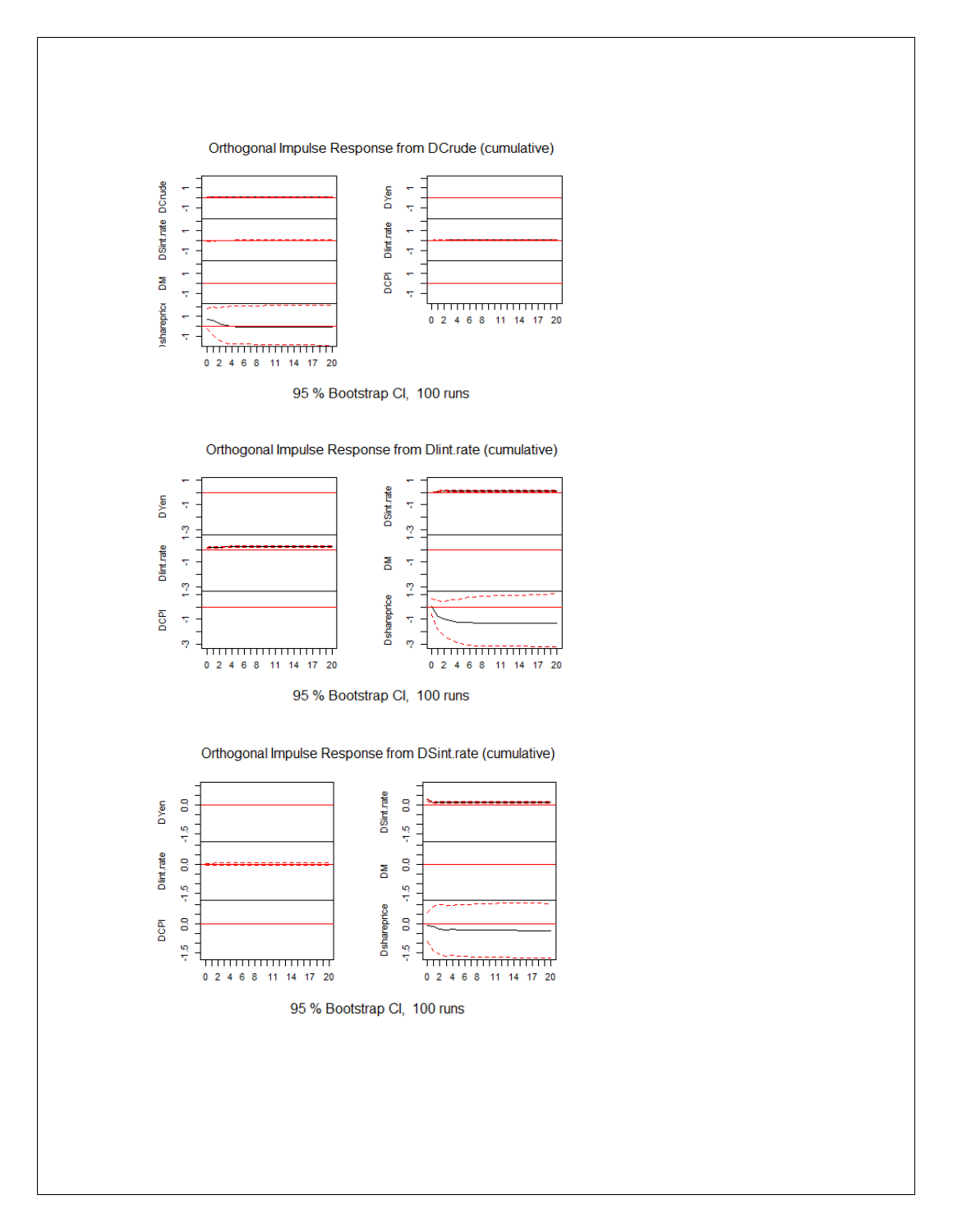Orthogonal Impulse Response from DCrude (cumulative)

95 % Bootstrap CI, 100 runs

Orthogonal Impulse Response from DIint.rate (cumulative)

95 % Bootstrap CI, 100 runs

Orthogonal Impulse Response from DSint.rate (cumulative)

95 % Bootstrap CI, 100 runs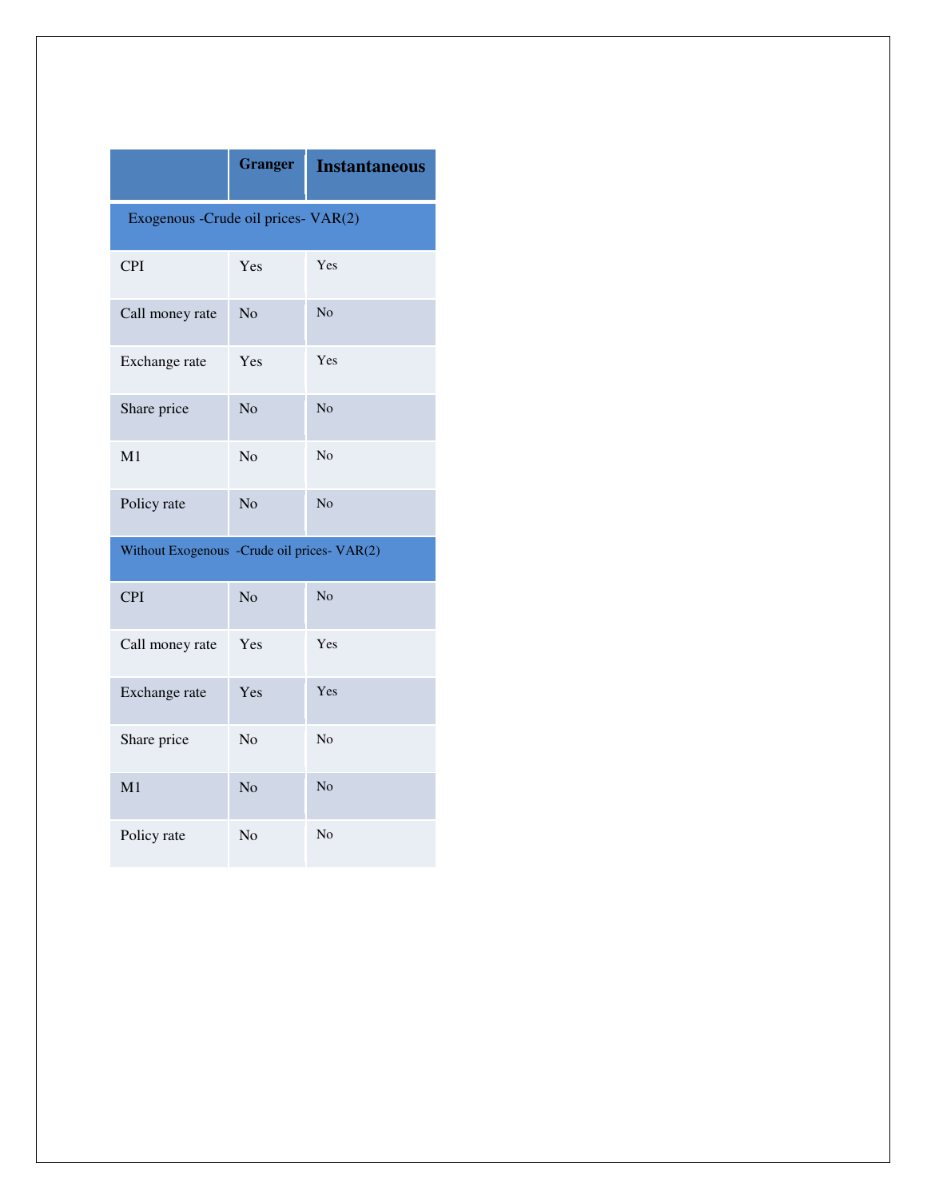| | Granger | Instantaneous |
|---|---|---|
| Exogenous -Crude oil prices- VAR(2) | | |
| CPI | Yes | Yes |
| Call money rate | No | No |
| Exchange rate | Yes | Yes |
| Share price | No | No |
| M1 | No | No |
| Policy rate | No | No |
| Without Exogenous -Crude oil prices- VAR(2) | | |
| CPI | No | No |
| Call money rate | Yes | Yes |
| Exchange rate | Yes | Yes |
| Share price | No | No |
| M1 | No | No |
| Policy rate | No | No |